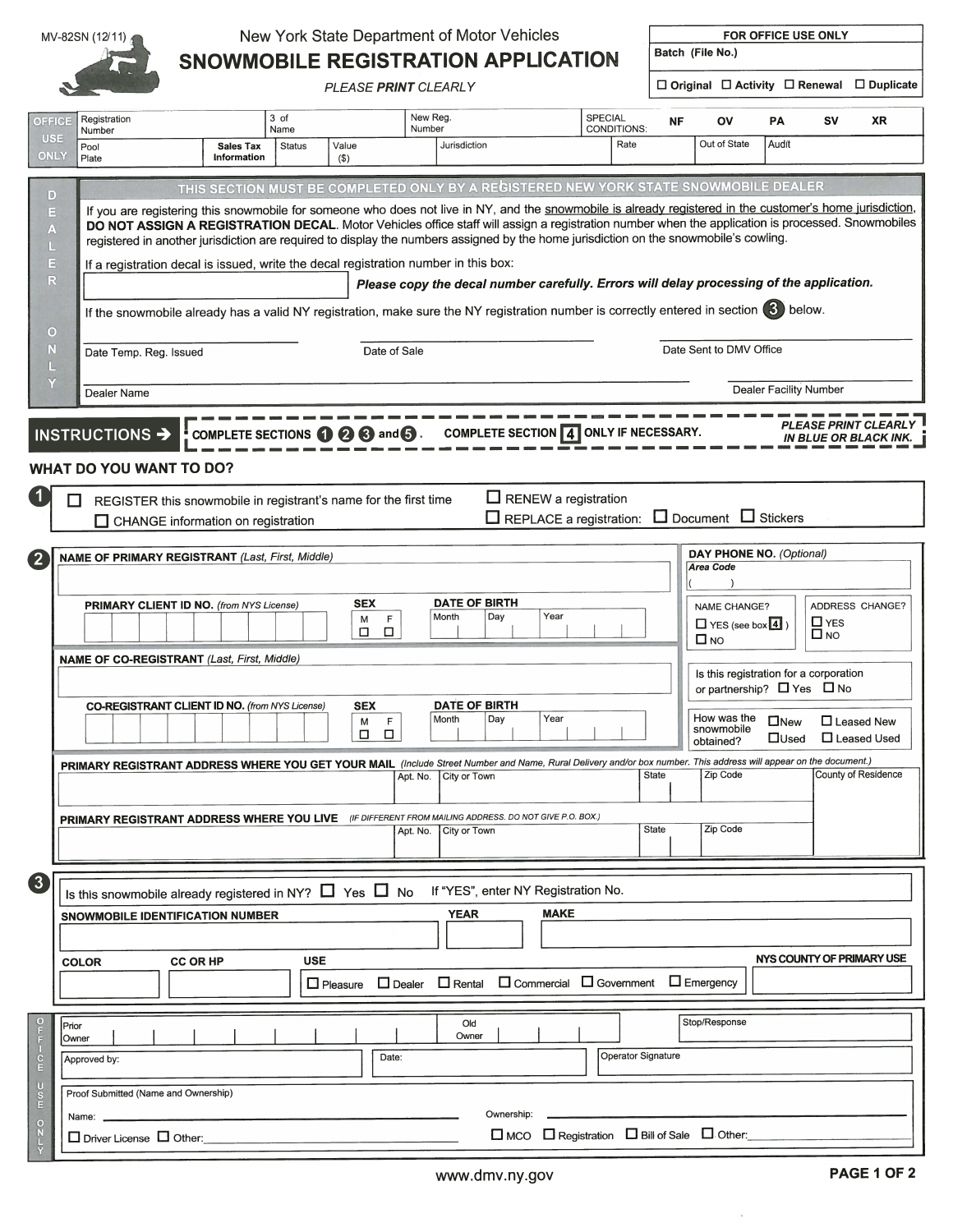MV-82SN (12/11)

New York State Department of Motor Vehicles

# SNOWMOBILE REGISTRATION APPLICATION

*PLEASE **PRINT** CLEARLY*

| FOR OFFICE USE ONLY |
|---|
| Batch (File No.) |
| ☐ Original ☐ Activity ☐ Renewal ☐ Duplicate |

**OFFICE USE ONLY**

| Registration Number | 3 of Name | New Reg. Number | SPECIAL CONDITIONS: | NF | OV | PA | SV | XR |
|---|---|---|---|---|---|---|---|---|
| Pool Plate | Sales Tax Information | Status | Value ($) | Jurisdiction | Rate | Out of State | Audit | |

## DEALER ONLY

**THIS SECTION MUST BE COMPLETED ONLY BY A REGISTERED NEW YORK STATE SNOWMOBILE DEALER**

If you are registering this snowmobile for someone who does not live in NY, and the snowmobile is already registered in the customer's home jurisdiction, **DO NOT ASSIGN A REGISTRATION DECAL**. Motor Vehicles office staff will assign a registration number when the application is processed. Snowmobiles registered in another jurisdiction are required to display the numbers assigned by the home jurisdiction on the snowmobile's cowling.

If a registration decal is issued, write the decal registration number in this box:

***Please copy the decal number carefully. Errors will delay processing of the application.***

If the snowmobile already has a valid NY registration, make sure the NY registration number is correctly entered in section 3 below.

Date Temp. Reg. Issued ____ Date of Sale ____ Date Sent to DMV Office ____

Dealer Name ____ Dealer Facility Number ____

**INSTRUCTIONS ➔** **COMPLETE SECTIONS 1 2 3 and 5. COMPLETE SECTION 4 ONLY IF NECESSARY.** ***PLEASE PRINT CLEARLY IN BLUE OR BLACK INK.***

## WHAT DO YOU WANT TO DO?

**1**

☐ REGISTER this snowmobile in registrant's name for the first time
☐ CHANGE information on registration
☐ RENEW a registration
☐ REPLACE a registration: ☐ Document ☐ Stickers

**2**

**NAME OF PRIMARY REGISTRANT** *(Last, First, Middle)*

**PRIMARY CLIENT ID NO.** *(from NYS License)* — **SEX** M ☐ F ☐ — **DATE OF BIRTH** Month / Day / Year

**NAME OF CO-REGISTRANT** *(Last, First, Middle)*

**CO-REGISTRANT CLIENT ID NO.** *(from NYS License)* — **SEX** M ☐ F ☐ — **DATE OF BIRTH** Month / Day / Year

**DAY PHONE NO.** *(Optional)* ***Area Code*** (    )

NAME CHANGE? ☐ YES (see box 4) ☐ NO

ADDRESS CHANGE? ☐ YES ☐ NO

Is this registration for a corporation or partnership? ☐ Yes ☐ No

How was the snowmobile obtained? ☐ New ☐ Leased New ☐ Used ☐ Leased Used

**PRIMARY REGISTRANT ADDRESS WHERE YOU GET YOUR MAIL** *(Include Street Number and Name, Rural Delivery and/or box number. This address will appear on the document.)*

| | Apt. No. | City or Town | State | Zip Code | County of Residence |
|---|---|---|---|---|---|

**PRIMARY REGISTRANT ADDRESS WHERE YOU LIVE** *(IF DIFFERENT FROM MAILING ADDRESS. DO NOT GIVE P.O. BOX.)*

| | Apt. No. | City or Town | State | Zip Code |
|---|---|---|---|---|

**3**

Is this snowmobile already registered in NY? ☐ Yes ☐ No If "YES", enter NY Registration No.

| SNOWMOBILE IDENTIFICATION NUMBER | YEAR | MAKE |
|---|---|---|

**COLOR** ____ **CC OR HP** ____ **USE** ☐ Pleasure ☐ Dealer ☐ Rental ☐ Commercial ☐ Government ☐ Emergency — **NYS COUNTY OF PRIMARY USE** ____

**OFFICE USE ONLY**

| Prior Owner | Old Owner | Stop/Response |
|---|---|---|
| Approved by: | Date: | Operator Signature |

Proof Submitted (Name and Ownership)

Name: ____ Ownership: ____

☐ Driver License ☐ Other: ____ ☐ MCO ☐ Registration ☐ Bill of Sale ☐ Other: ____

www.dmv.ny.gov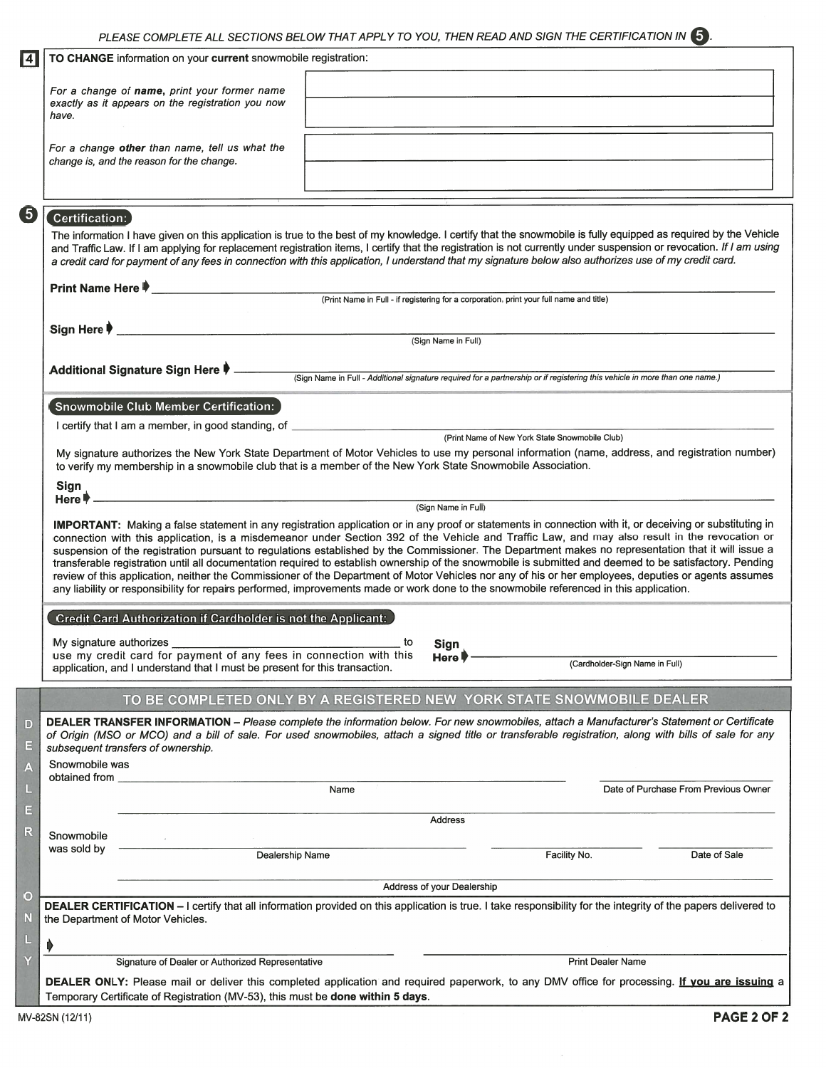*PLEASE COMPLETE ALL SECTIONS BELOW THAT APPLY TO YOU, THEN READ AND SIGN THE CERTIFICATION IN* **5**.

## 4

**TO CHANGE** information on your **current** snowmobile registration:

*For a change of **name**, print your former name exactly as it appears on the registration you now have.*

*For a change **other** than name, tell us what the change is, and the reason for the change.*

## 5 Certification:

The information I have given on this application is true to the best of my knowledge. I certify that the snowmobile is fully equipped as required by the Vehicle and Traffic Law. If I am applying for replacement registration items, I certify that the registration is not currently under suspension or revocation. *If I am using a credit card for payment of any fees in connection with this application, I understand that my signature below also authorizes use of my credit card.*

**Print Name Here** ➧ ______________________________
(Print Name in Full - if registering for a corporation, print your full name and title)

**Sign Here** ➧ ______________________________
(Sign Name in Full)

**Additional Signature Sign Here** ➧ ______________________________
(Sign Name in Full - *Additional signature required for a partnership or if registering this vehicle in more than one name.*)

### Snowmobile Club Member Certification:

I certify that I am a member, in good standing, of ______________________________
(Print Name of New York State Snowmobile Club)

My signature authorizes the New York State Department of Motor Vehicles to use my personal information (name, address, and registration number) to verify my membership in a snowmobile club that is a member of the New York State Snowmobile Association.

**Sign Here** ➧ ______________________________
(Sign Name in Full)

**IMPORTANT:** Making a false statement in any registration application or in any proof or statements in connection with it, or deceiving or substituting in connection with this application, is a misdemeanor under Section 392 of the Vehicle and Traffic Law, and may also result in the revocation or suspension of the registration pursuant to regulations established by the Commissioner. The Department makes no representation that it will issue a transferable registration until all documentation required to establish ownership of the snowmobile is submitted and deemed to be satisfactory. Pending review of this application, neither the Commissioner of the Department of Motor Vehicles nor any of his or her employees, deputies or agents assumes any liability or responsibility for repairs performed, improvements made or work done to the snowmobile referenced in this application.

### Credit Card Authorization if Cardholder is not the Applicant:

My signature authorizes ______________________ to use my credit card for payment of any fees in connection with this application, and I understand that I must be present for this transaction.

**Sign Here** ➧ ______________________________
(Cardholder-Sign Name in Full)

## DEALER ONLY

### TO BE COMPLETED ONLY BY A REGISTERED NEW YORK STATE SNOWMOBILE DEALER

**DEALER TRANSFER INFORMATION –** *Please complete the information below. For new snowmobiles, attach a Manufacturer's Statement or Certificate of Origin (MSO or MCO) and a bill of sale. For used snowmobiles, attach a signed title or transferable registration, along with bills of sale for any subsequent transfers of ownership.*

Snowmobile was obtained from ______________________ Name ______________________ Date of Purchase From Previous Owner

______________________ Address

Snowmobile was sold by ______________________ Dealership Name ______________________ Facility No. ______________________ Date of Sale

______________________ Address of your Dealership

**DEALER CERTIFICATION –** I certify that all information provided on this application is true. I take responsibility for the integrity of the papers delivered to the Department of Motor Vehicles.

➧ ______________________ Signature of Dealer or Authorized Representative ______________________ Print Dealer Name

**DEALER ONLY:** Please mail or deliver this completed application and required paperwork, to any DMV office for processing. **If you are issuing** a Temporary Certificate of Registration (MV-53), this must be **done within 5 days**.

MV-82SN (12/11)